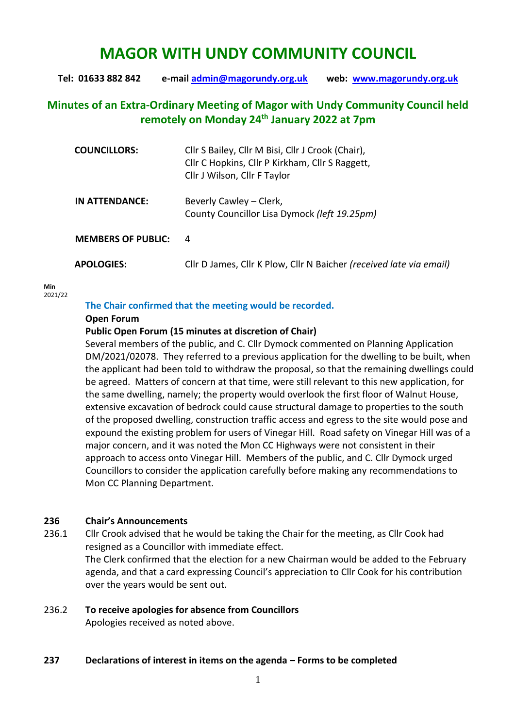# MAGOR WITH UNDY COMMUNITY COUNCIL

**Tel: 01633 882 842 e-mail [admin@magorundy.org.uk](mailto:admin@magorundy.org.uk) web: [www.magorundy.org.uk](http://www.magorundy.org.uk)**

## Minutes of an Extra-Ordinary Meeting of Magor with Undy Community Council held remotely on Monday 24th January 2022 at 7pm

| | |
|---|---|
| **COUNCILLORS:** | Cllr S Bailey, Cllr M Bisi, Cllr J Crook (Chair), Cllr C Hopkins, Cllr P Kirkham, Cllr S Raggett, Cllr J Wilson, Cllr F Taylor |
| **IN ATTENDANCE:** | Beverly Cawley – Clerk, County Councillor Lisa Dymock *(left 19.25pm)* |
| **MEMBERS OF PUBLIC:** | 4 |
| **APOLOGIES:** | Cllr D James, Cllr K Plow, Cllr N Baicher *(received late via email)* |

**Min**
2021/22

**The Chair confirmed that the meeting would be recorded.**

**Open Forum**

**Public Open Forum (15 minutes at discretion of Chair)**

Several members of the public, and C. Cllr Dymock commented on Planning Application DM/2021/02078. They referred to a previous application for the dwelling to be built, when the applicant had been told to withdraw the proposal, so that the remaining dwellings could be agreed. Matters of concern at that time, were still relevant to this new application, for the same dwelling, namely; the property would overlook the first floor of Walnut House, extensive excavation of bedrock could cause structural damage to properties to the south of the proposed dwelling, construction traffic access and egress to the site would pose and expound the existing problem for users of Vinegar Hill. Road safety on Vinegar Hill was of a major concern, and it was noted the Mon CC Highways were not consistent in their approach to access onto Vinegar Hill. Members of the public, and C. Cllr Dymock urged Councillors to consider the application carefully before making any recommendations to Mon CC Planning Department.

**236 Chair's Announcements**

236.1 Cllr Crook advised that he would be taking the Chair for the meeting, as Cllr Cook had resigned as a Councillor with immediate effect.
The Clerk confirmed that the election for a new Chairman would be added to the February agenda, and that a card expressing Council's appreciation to Cllr Cook for his contribution over the years would be sent out.

236.2 **To receive apologies for absence from Councillors**
Apologies received as noted above.

**237 Declarations of interest in items on the agenda – Forms to be completed**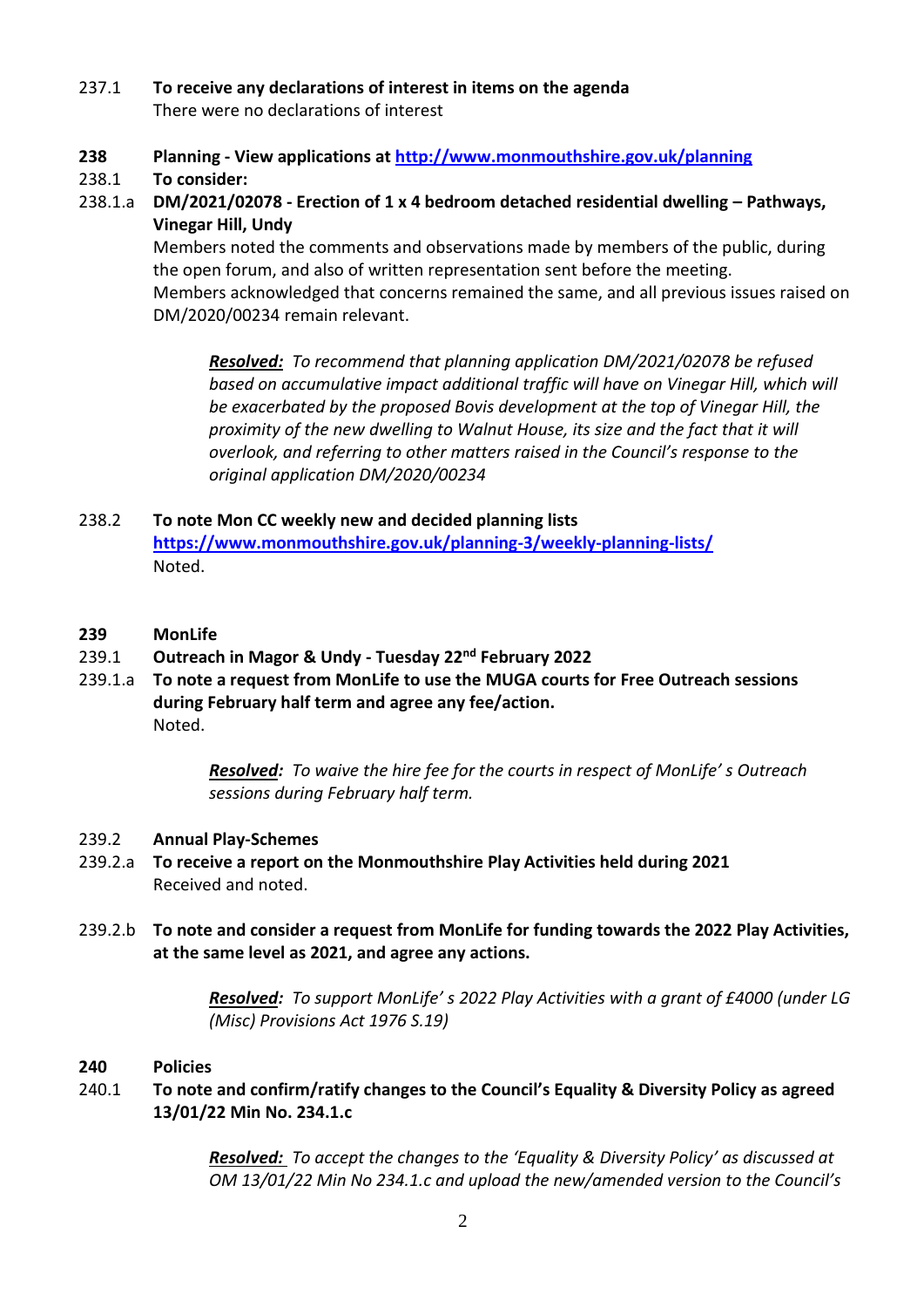237.1 **To receive any declarations of interest in items on the agenda**
There were no declarations of interest

**238 Planning - View applications at [http://www.monmouthshire.gov.uk/planning](http://www.monmouthshire.gov.uk/planning)**

238.1 **To consider:**

238.1.a **DM/2021/02078 - Erection of 1 x 4 bedroom detached residential dwelling – Pathways, Vinegar Hill, Undy**
Members noted the comments and observations made by members of the public, during the open forum, and also of written representation sent before the meeting.
Members acknowledged that concerns remained the same, and all previous issues raised on DM/2020/00234 remain relevant.

> ***Resolved:*** *To recommend that planning application DM/2021/02078 be refused based on accumulative impact additional traffic will have on Vinegar Hill, which will be exacerbated by the proposed Bovis development at the top of Vinegar Hill, the proximity of the new dwelling to Walnut House, its size and the fact that it will overlook, and referring to other matters raised in the Council's response to the original application DM/2020/00234*

238.2 **To note Mon CC weekly new and decided planning lists**
**[https://www.monmouthshire.gov.uk/planning-3/weekly-planning-lists/](https://www.monmouthshire.gov.uk/planning-3/weekly-planning-lists/)**
Noted.

**239 MonLife**

239.1 **Outreach in Magor & Undy - Tuesday 22nd February 2022**

239.1.a **To note a request from MonLife to use the MUGA courts for Free Outreach sessions during February half term and agree any fee/action.**
Noted.

> ***Resolved:*** *To waive the hire fee for the courts in respect of MonLife' s Outreach sessions during February half term.*

239.2 **Annual Play-Schemes**

239.2.a **To receive a report on the Monmouthshire Play Activities held during 2021**
Received and noted.

239.2.b **To note and consider a request from MonLife for funding towards the 2022 Play Activities, at the same level as 2021, and agree any actions.**

> ***Resolved:*** *To support MonLife' s 2022 Play Activities with a grant of £4000 (under LG (Misc) Provisions Act 1976 S.19)*

**240 Policies**

240.1 **To note and confirm/ratify changes to the Council's Equality & Diversity Policy as agreed 13/01/22 Min No. 234.1.c**

> ***Resolved:*** *To accept the changes to the 'Equality & Diversity Policy' as discussed at OM 13/01/22 Min No 234.1.c and upload the new/amended version to the Council's*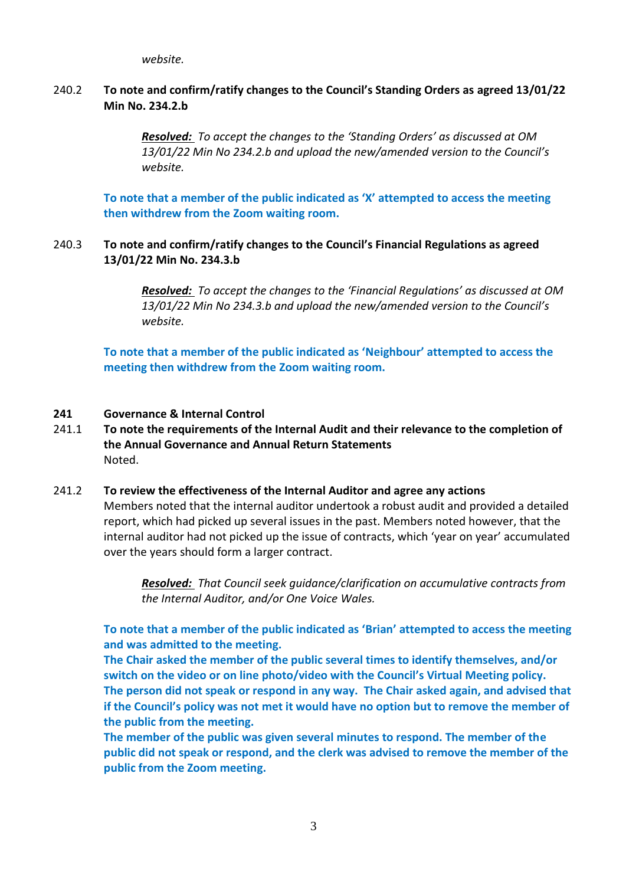*website.*

240.2 **To note and confirm/ratify changes to the Council's Standing Orders as agreed 13/01/22 Min No. 234.2.b**

> ***Resolved:*** *To accept the changes to the 'Standing Orders' as discussed at OM 13/01/22 Min No 234.2.b and upload the new/amended version to the Council's website.*

**To note that a member of the public indicated as 'X' attempted to access the meeting then withdrew from the Zoom waiting room.**

240.3 **To note and confirm/ratify changes to the Council's Financial Regulations as agreed 13/01/22 Min No. 234.3.b**

> ***Resolved:*** *To accept the changes to the 'Financial Regulations' as discussed at OM 13/01/22 Min No 234.3.b and upload the new/amended version to the Council's website.*

**To note that a member of the public indicated as 'Neighbour' attempted to access the meeting then withdrew from the Zoom waiting room.**

**241 Governance & Internal Control**

241.1 **To note the requirements of the Internal Audit and their relevance to the completion of the Annual Governance and Annual Return Statements**
Noted.

241.2 **To review the effectiveness of the Internal Auditor and agree any actions**
Members noted that the internal auditor undertook a robust audit and provided a detailed report, which had picked up several issues in the past. Members noted however, that the internal auditor had not picked up the issue of contracts, which 'year on year' accumulated over the years should form a larger contract.

> ***Resolved:*** *That Council seek guidance/clarification on accumulative contracts from the Internal Auditor, and/or One Voice Wales.*

**To note that a member of the public indicated as 'Brian' attempted to access the meeting and was admitted to the meeting.**
**The Chair asked the member of the public several times to identify themselves, and/or switch on the video or on line photo/video with the Council's Virtual Meeting policy.**
**The person did not speak or respond in any way. The Chair asked again, and advised that if the Council's policy was not met it would have no option but to remove the member of the public from the meeting.**
**The member of the public was given several minutes to respond. The member of the public did not speak or respond, and the clerk was advised to remove the member of the public from the Zoom meeting.**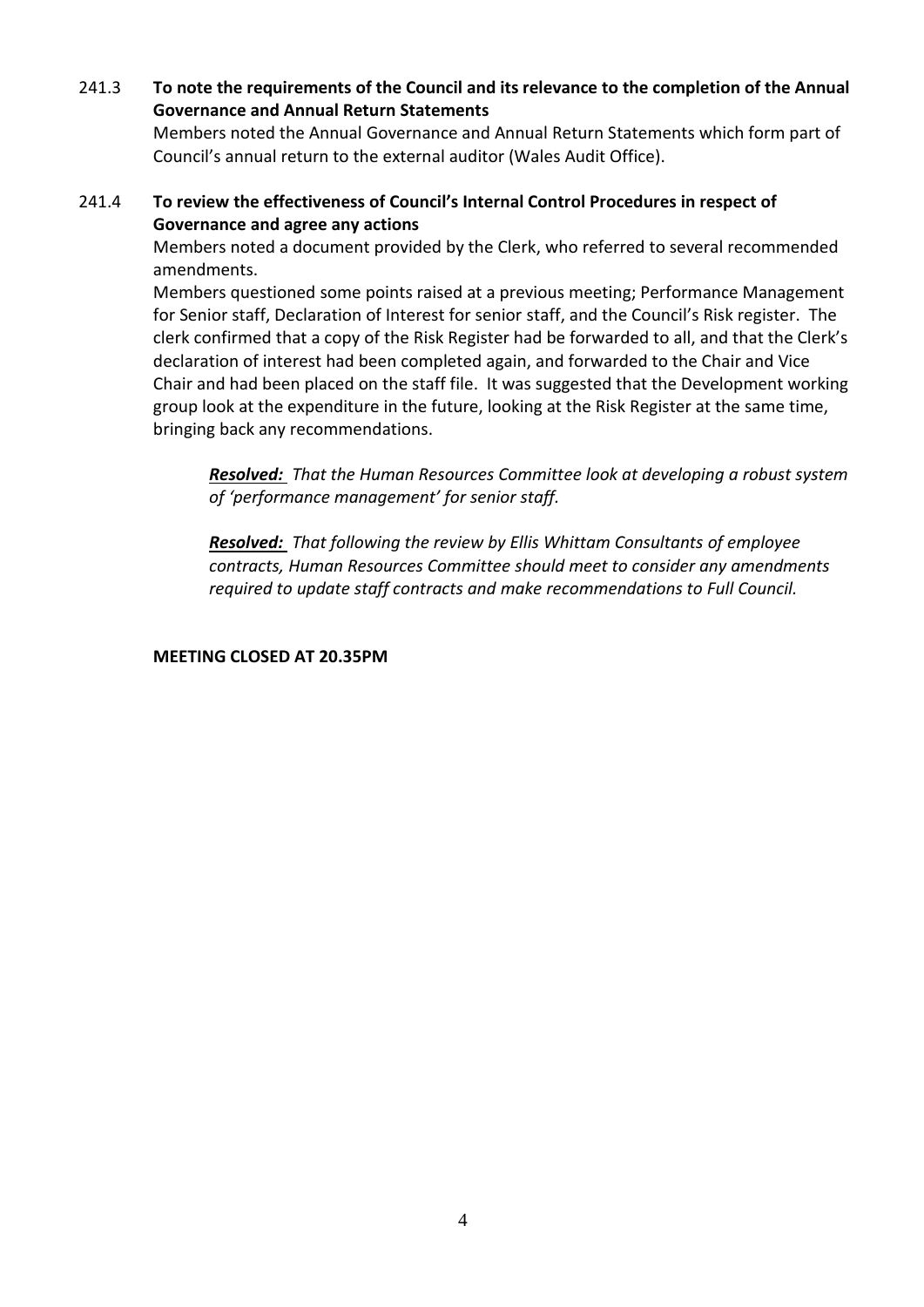241.3 **To note the requirements of the Council and its relevance to the completion of the Annual Governance and Annual Return Statements**

Members noted the Annual Governance and Annual Return Statements which form part of Council's annual return to the external auditor (Wales Audit Office).

241.4 **To review the effectiveness of Council's Internal Control Procedures in respect of Governance and agree any actions**

Members noted a document provided by the Clerk, who referred to several recommended amendments.

Members questioned some points raised at a previous meeting; Performance Management for Senior staff, Declaration of Interest for senior staff, and the Council's Risk register. The clerk confirmed that a copy of the Risk Register had be forwarded to all, and that the Clerk's declaration of interest had been completed again, and forwarded to the Chair and Vice Chair and had been placed on the staff file. It was suggested that the Development working group look at the expenditure in the future, looking at the Risk Register at the same time, bringing back any recommendations.

> ***Resolved:*** *That the Human Resources Committee look at developing a robust system of 'performance management' for senior staff.*

> ***Resolved:*** *That following the review by Ellis Whittam Consultants of employee contracts, Human Resources Committee should meet to consider any amendments required to update staff contracts and make recommendations to Full Council.*

**MEETING CLOSED AT 20.35PM**